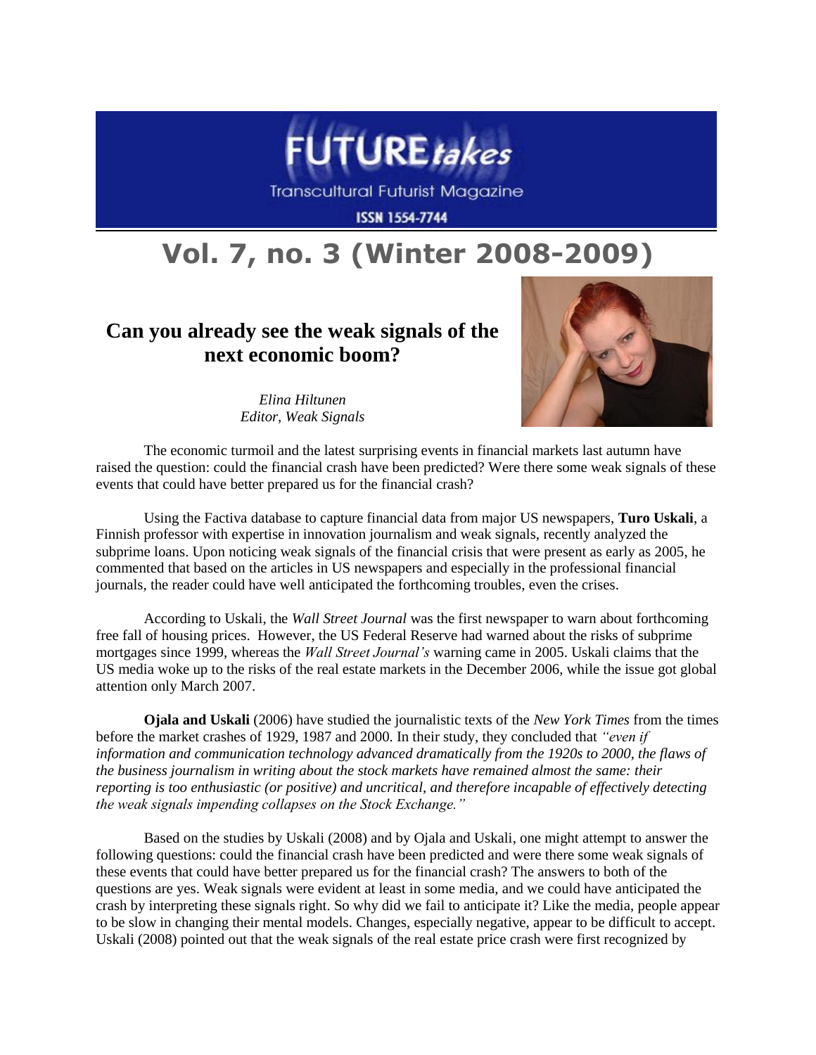FUTURE*takes*

Transcultural Futurist Magazine

ISSN 1554-7744

# Vol. 7, no. 3 (Winter 2008-2009)

## Can you already see the weak signals of the next economic boom?

*Elina Hiltunen*
*Editor, Weak Signals*

The economic turmoil and the latest surprising events in financial markets last autumn have raised the question: could the financial crash have been predicted? Were there some weak signals of these events that could have better prepared us for the financial crash?

Using the Factiva database to capture financial data from major US newspapers, **Turo Uskali**, a Finnish professor with expertise in innovation journalism and weak signals, recently analyzed the subprime loans. Upon noticing weak signals of the financial crisis that were present as early as 2005, he commented that based on the articles in US newspapers and especially in the professional financial journals, the reader could have well anticipated the forthcoming troubles, even the crises.

According to Uskali, the *Wall Street Journal* was the first newspaper to warn about forthcoming free fall of housing prices. However, the US Federal Reserve had warned about the risks of subprime mortgages since 1999, whereas the *Wall Street Journal's* warning came in 2005. Uskali claims that the US media woke up to the risks of the real estate markets in the December 2006, while the issue got global attention only March 2007.

**Ojala and Uskali** (2006) have studied the journalistic texts of the *New York Times* from the times before the market crashes of 1929, 1987 and 2000. In their study, they concluded that *"even if information and communication technology advanced dramatically from the 1920s to 2000, the flaws of the business journalism in writing about the stock markets have remained almost the same: their reporting is too enthusiastic (or positive) and uncritical, and therefore incapable of effectively detecting the weak signals impending collapses on the Stock Exchange."*

Based on the studies by Uskali (2008) and by Ojala and Uskali, one might attempt to answer the following questions: could the financial crash have been predicted and were there some weak signals of these events that could have better prepared us for the financial crash? The answers to both of the questions are yes. Weak signals were evident at least in some media, and we could have anticipated the crash by interpreting these signals right. So why did we fail to anticipate it? Like the media, people appear to be slow in changing their mental models. Changes, especially negative, appear to be difficult to accept. Uskali (2008) pointed out that the weak signals of the real estate price crash were first recognized by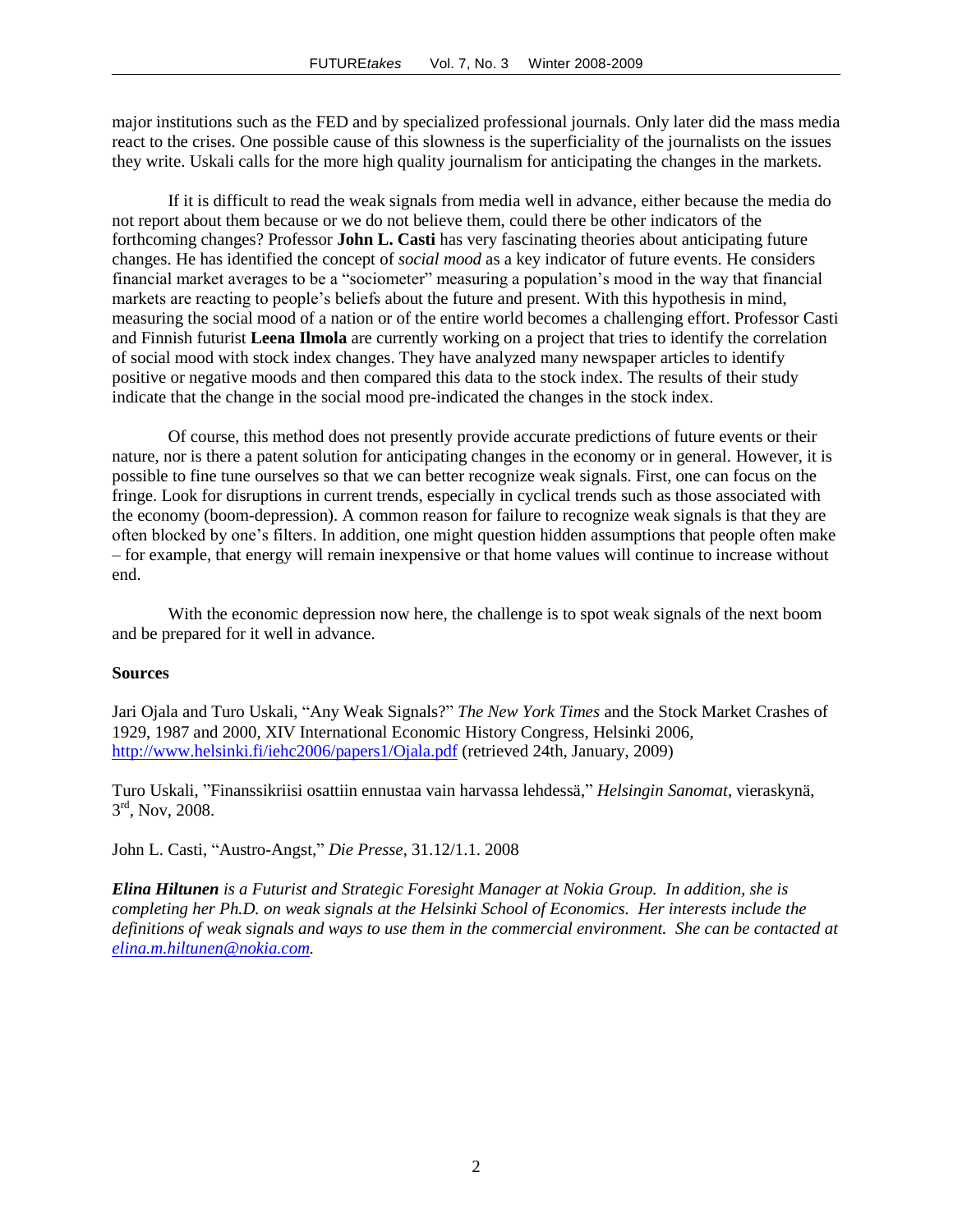major institutions such as the FED and by specialized professional journals. Only later did the mass media react to the crises. One possible cause of this slowness is the superficiality of the journalists on the issues they write. Uskali calls for the more high quality journalism for anticipating the changes in the markets.

If it is difficult to read the weak signals from media well in advance, either because the media do not report about them because or we do not believe them, could there be other indicators of the forthcoming changes? Professor **John L. Casti** has very fascinating theories about anticipating future changes. He has identified the concept of *social mood* as a key indicator of future events. He considers financial market averages to be a "sociometer" measuring a population's mood in the way that financial markets are reacting to people's beliefs about the future and present. With this hypothesis in mind, measuring the social mood of a nation or of the entire world becomes a challenging effort. Professor Casti and Finnish futurist **Leena Ilmola** are currently working on a project that tries to identify the correlation of social mood with stock index changes. They have analyzed many newspaper articles to identify positive or negative moods and then compared this data to the stock index. The results of their study indicate that the change in the social mood pre-indicated the changes in the stock index.

Of course, this method does not presently provide accurate predictions of future events or their nature, nor is there a patent solution for anticipating changes in the economy or in general. However, it is possible to fine tune ourselves so that we can better recognize weak signals. First, one can focus on the fringe. Look for disruptions in current trends, especially in cyclical trends such as those associated with the economy (boom-depression). A common reason for failure to recognize weak signals is that they are often blocked by one's filters. In addition, one might question hidden assumptions that people often make – for example, that energy will remain inexpensive or that home values will continue to increase without end.

With the economic depression now here, the challenge is to spot weak signals of the next boom and be prepared for it well in advance.

**Sources**

Jari Ojala and Turo Uskali, "Any Weak Signals?" *The New York Times* and the Stock Market Crashes of 1929, 1987 and 2000, XIV International Economic History Congress, Helsinki 2006, http://www.helsinki.fi/iehc2006/papers1/Ojala.pdf (retrieved 24th, January, 2009)

Turo Uskali, "Finanssikriisi osattiin ennustaa vain harvassa lehdessä," *Helsingin Sanomat*, vieraskynä, 3rd, Nov, 2008.

John L. Casti, "Austro-Angst," *Die Presse*, 31.12/1.1. 2008

***Elina Hiltunen*** *is a Futurist and Strategic Foresight Manager at Nokia Group. In addition, she is completing her Ph.D. on weak signals at the Helsinki School of Economics. Her interests include the definitions of weak signals and ways to use them in the commercial environment. She can be contacted at elina.m.hiltunen@nokia.com.*